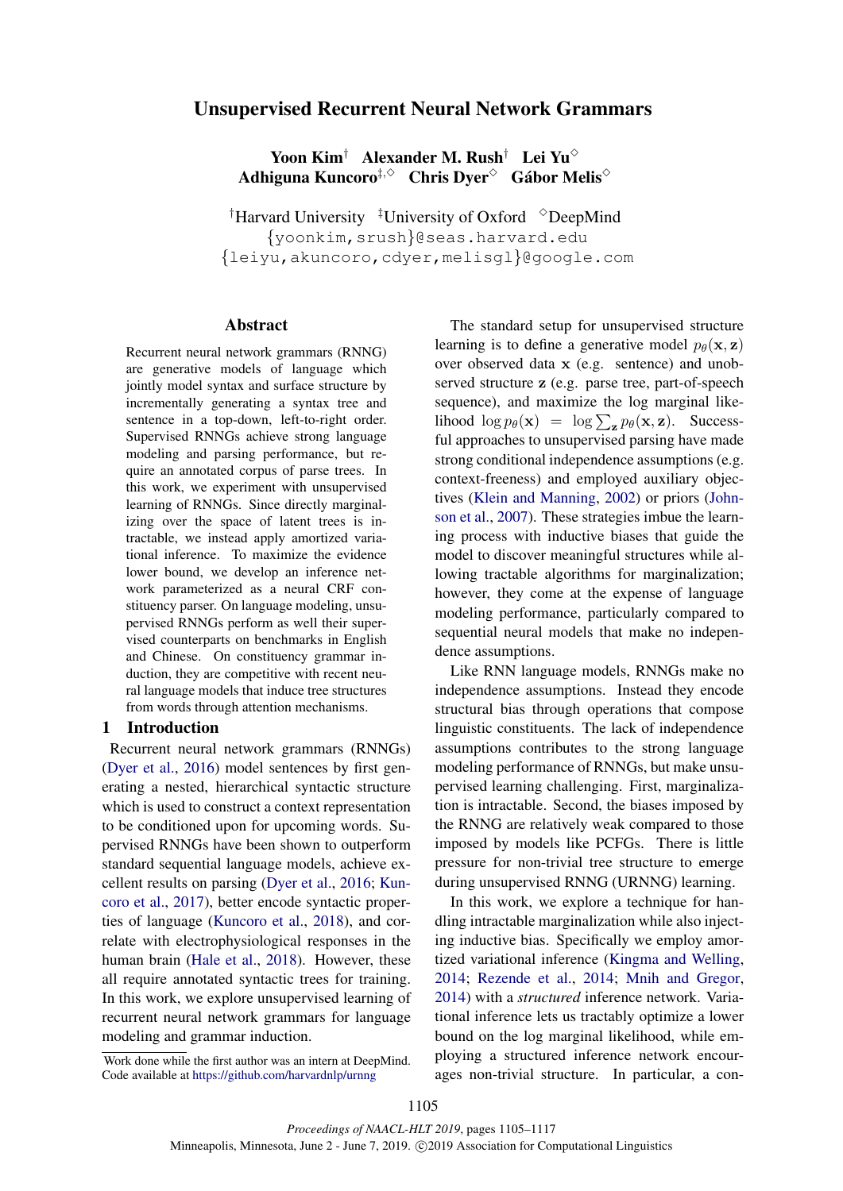# Unsupervised Recurrent Neural Network Grammars

**Yoon Kim**[†] **Alexander M. Rush**[†] **Lei Yu**[◇]
**Adhiguna Kuncoro**[‡,◇] **Chris Dyer**[◇] **Gábor Melis**[◇]

[†]Harvard University [‡]University of Oxford [◇]DeepMind
{yoonkim,srush}@seas.harvard.edu
{leiyu,akuncoro,cdyer,melisgl}@google.com

## Abstract

Recurrent neural network grammars (RNNG) are generative models of language which jointly model syntax and surface structure by incrementally generating a syntax tree and sentence in a top-down, left-to-right order. Supervised RNNGs achieve strong language modeling and parsing performance, but require an annotated corpus of parse trees. In this work, we experiment with unsupervised learning of RNNGs. Since directly marginalizing over the space of latent trees is intractable, we instead apply amortized variational inference. To maximize the evidence lower bound, we develop an inference network parameterized as a neural CRF constituency parser. On language modeling, unsupervised RNNGs perform as well their supervised counterparts on benchmarks in English and Chinese. On constituency grammar induction, they are competitive with recent neural language models that induce tree structures from words through attention mechanisms.

## 1 Introduction

Recurrent neural network grammars (RNNGs) (Dyer et al., 2016) model sentences by first generating a nested, hierarchical syntactic structure which is used to construct a context representation to be conditioned upon for upcoming words. Supervised RNNGs have been shown to outperform standard sequential language models, achieve excellent results on parsing (Dyer et al., 2016; Kuncoro et al., 2017), better encode syntactic properties of language (Kuncoro et al., 2018), and correlate with electrophysiological responses in the human brain (Hale et al., 2018). However, these all require annotated syntactic trees for training. In this work, we explore unsupervised learning of recurrent neural network grammars for language modeling and grammar induction.

The standard setup for unsupervised structure learning is to define a generative model $p_\theta(\mathbf{x}, \mathbf{z})$ over observed data $\mathbf{x}$ (e.g. sentence) and unobserved structure $\mathbf{z}$ (e.g. parse tree, part-of-speech sequence), and maximize the log marginal likelihood $\log p_\theta(\mathbf{x}) = \log \sum_{\mathbf{z}} p_\theta(\mathbf{x}, \mathbf{z})$. Successful approaches to unsupervised parsing have made strong conditional independence assumptions (e.g. context-freeness) and employed auxiliary objectives (Klein and Manning, 2002) or priors (Johnson et al., 2007). These strategies imbue the learning process with inductive biases that guide the model to discover meaningful structures while allowing tractable algorithms for marginalization; however, they come at the expense of language modeling performance, particularly compared to sequential neural models that make no independence assumptions.

Like RNN language models, RNNGs make no independence assumptions. Instead they encode structural bias through operations that compose linguistic constituents. The lack of independence assumptions contributes to the strong language modeling performance of RNNGs, but make unsupervised learning challenging. First, marginalization is intractable. Second, the biases imposed by the RNNG are relatively weak compared to those imposed by models like PCFGs. There is little pressure for non-trivial tree structure to emerge during unsupervised RNNG (URNNG) learning.

In this work, we explore a technique for handling intractable marginalization while also injecting inductive bias. Specifically we employ amortized variational inference (Kingma and Welling, 2014; Rezende et al., 2014; Mnih and Gregor, 2014) with a *structured* inference network. Variational inference lets us tractably optimize a lower bound on the log marginal likelihood, while employing a structured inference network encourages non-trivial structure. In particular, a con-

Work done while the first author was an intern at DeepMind. Code available at https://github.com/harvardnlp/urnng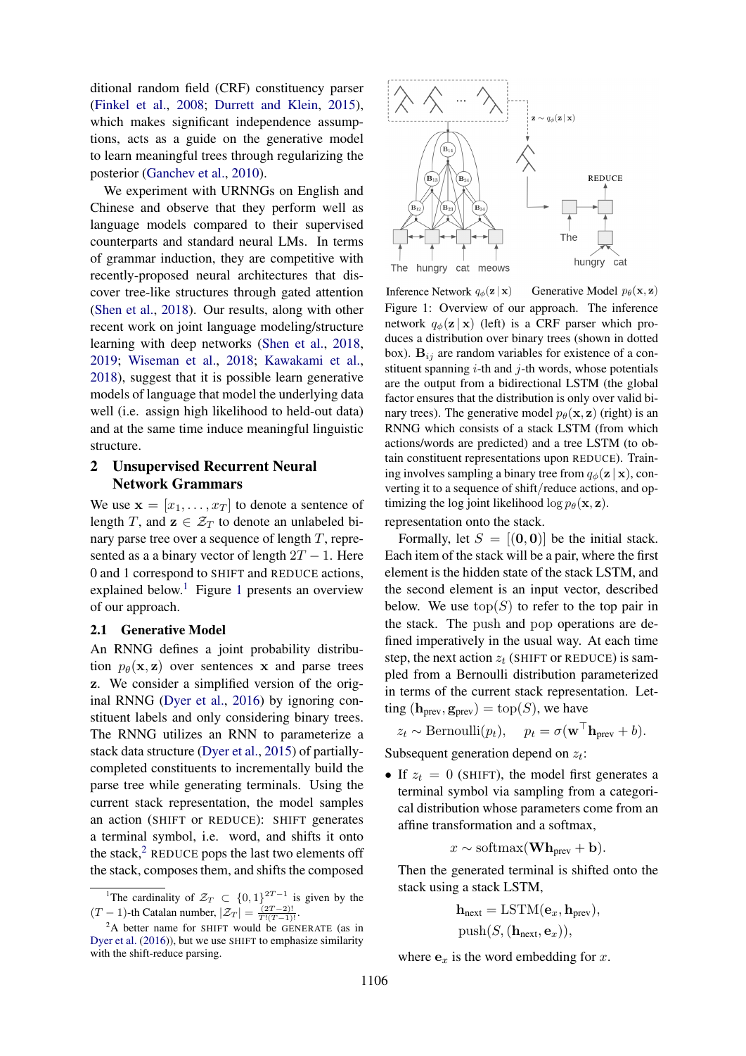ditional random field (CRF) constituency parser (Finkel et al., 2008; Durrett and Klein, 2015), which makes significant independence assumptions, acts as a guide on the generative model to learn meaningful trees through regularizing the posterior (Ganchev et al., 2010).

We experiment with URNNGs on English and Chinese and observe that they perform well as language models compared to their supervised counterparts and standard neural LMs. In terms of grammar induction, they are competitive with recently-proposed neural architectures that discover tree-like structures through gated attention (Shen et al., 2018). Our results, along with other recent work on joint language modeling/structure learning with deep networks (Shen et al., 2018, 2019; Wiseman et al., 2018; Kawakami et al., 2018), suggest that it is possible learn generative models of language that model the underlying data well (i.e. assign high likelihood to held-out data) and at the same time induce meaningful linguistic structure.

## 2 Unsupervised Recurrent Neural Network Grammars

We use $\mathbf{x} = [x_1, \dots, x_T]$ to denote a sentence of length $T$, and $\mathbf{z} \in \mathcal{Z}_T$ to denote an unlabeled binary parse tree over a sequence of length $T$, represented as a a binary vector of length $2T - 1$. Here 0 and 1 correspond to SHIFT and REDUCE actions, explained below.[1] Figure 1 presents an overview of our approach.

### 2.1 Generative Model

An RNNG defines a joint probability distribution $p_\theta(\mathbf{x}, \mathbf{z})$ over sentences $\mathbf{x}$ and parse trees $\mathbf{z}$. We consider a simplified version of the original RNNG (Dyer et al., 2016) by ignoring constituent labels and only considering binary trees. The RNNG utilizes an RNN to parameterize a stack data structure (Dyer et al., 2015) of partially-completed constituents to incrementally build the parse tree while generating terminals. Using the current stack representation, the model samples an action (SHIFT or REDUCE): SHIFT generates a terminal symbol, i.e. word, and shifts it onto the stack,[2] REDUCE pops the last two elements off the stack, composes them, and shifts the composed representation onto the stack.

[1] The cardinality of $\mathcal{Z}_T \subset \{0, 1\}^{2T-1}$ is given by the $(T-1)$-th Catalan number, $|\mathcal{Z}_T| = \frac{(2T-2)!}{T!(T-1)!}$.

[2] A better name for SHIFT would be GENERATE (as in Dyer et al. (2016)), but we use SHIFT to emphasize similarity with the shift-reduce parsing.

Inference Network $q_\phi(\mathbf{z} \,|\, \mathbf{x})$ Generative Model $p_\theta(\mathbf{x}, \mathbf{z})$

Figure 1: Overview of our approach. The inference network $q_\phi(\mathbf{z} \,|\, \mathbf{x})$ (left) is a CRF parser which produces a distribution over binary trees (shown in dotted box). $\mathbf{B}_{ij}$ are random variables for existence of a constituent spanning $i$-th and $j$-th words, whose potentials are the output from a bidirectional LSTM (the global factor ensures that the distribution is only over valid binary trees). The generative model $p_\theta(\mathbf{x}, \mathbf{z})$ (right) is an RNNG which consists of a stack LSTM (from which actions/words are predicted) and a tree LSTM (to obtain constituent representations upon REDUCE). Training involves sampling a binary tree from $q_\phi(\mathbf{z} \,|\, \mathbf{x})$, converting it to a sequence of shift/reduce actions, and optimizing the log joint likelihood $\log p_\theta(\mathbf{x}, \mathbf{z})$.

Formally, let $S = [(\mathbf{0}, \mathbf{0})]$ be the initial stack. Each item of the stack will be a pair, where the first element is the hidden state of the stack LSTM, and the second element is an input vector, described below. We use $\text{top}(S)$ to refer to the top pair in the stack. The push and pop operations are defined imperatively in the usual way. At each time step, the next action $z_t$ (SHIFT or REDUCE) is sampled from a Bernoulli distribution parameterized in terms of the current stack representation. Letting $(\mathbf{h}_{\text{prev}}, \mathbf{g}_{\text{prev}}) = \text{top}(S)$, we have

$$z_t \sim \text{Bernoulli}(p_t), \quad p_t = \sigma(\mathbf{w}^\top \mathbf{h}_{\text{prev}} + b).$$

Subsequent generation depend on $z_t$:

- If $z_t = 0$ (SHIFT), the model first generates a terminal symbol via sampling from a categorical distribution whose parameters come from an affine transformation and a softmax,

$$x \sim \text{softmax}(\mathbf{W}\mathbf{h}_{\text{prev}} + \mathbf{b}).$$

  Then the generated terminal is shifted onto the stack using a stack LSTM,

$$\mathbf{h}_{\text{next}} = \text{LSTM}(\mathbf{e}_x, \mathbf{h}_{\text{prev}}),$$
$$\text{push}(S, (\mathbf{h}_{\text{next}}, \mathbf{e}_x)),$$

  where $\mathbf{e}_x$ is the word embedding for $x$.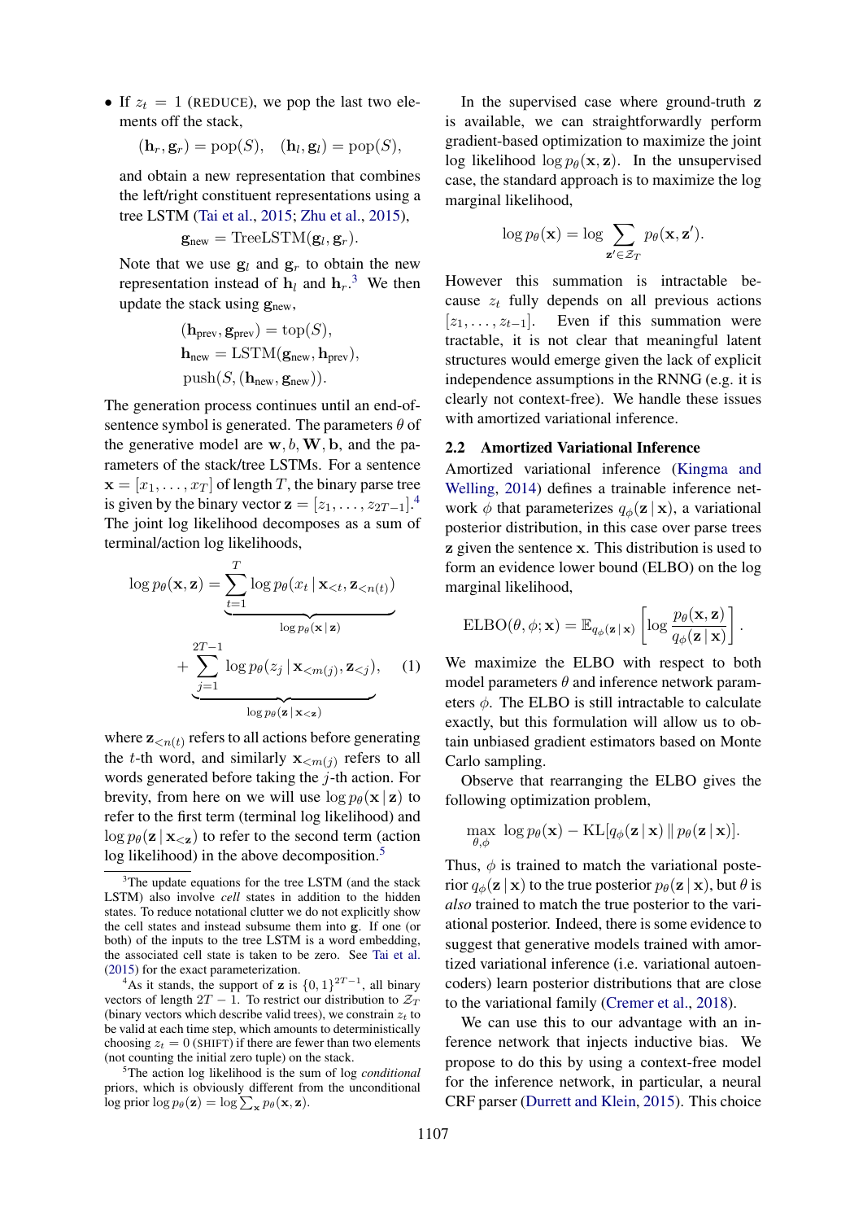- If $z_t = 1$ (REDUCE), we pop the last two elements off the stack,

$$(\mathbf{h}_r, \mathbf{g}_r) = \text{pop}(S), \quad (\mathbf{h}_l, \mathbf{g}_l) = \text{pop}(S),$$

and obtain a new representation that combines the left/right constituent representations using a tree LSTM (Tai et al., 2015; Zhu et al., 2015),

$$\mathbf{g}_{\text{new}} = \text{TreeLSTM}(\mathbf{g}_l, \mathbf{g}_r).$$

Note that we use $\mathbf{g}_l$ and $\mathbf{g}_r$ to obtain the new representation instead of $\mathbf{h}_l$ and $\mathbf{h}_r$.[3] We then update the stack using $\mathbf{g}_{\text{new}}$,

$$(\mathbf{h}_{\text{prev}}, \mathbf{g}_{\text{prev}}) = \text{top}(S),$$
$$\mathbf{h}_{\text{new}} = \text{LSTM}(\mathbf{g}_{\text{new}}, \mathbf{h}_{\text{prev}}),$$
$$\text{push}(S, (\mathbf{h}_{\text{new}}, \mathbf{g}_{\text{new}})).$$

The generation process continues until an end-of-sentence symbol is generated. The parameters $\theta$ of the generative model are $\mathbf{w}, b, \mathbf{W}, \mathbf{b}$, and the parameters of the stack/tree LSTMs. For a sentence $\mathbf{x} = [x_1, \ldots, x_T]$ of length $T$, the binary parse tree is given by the binary vector $\mathbf{z} = [z_1, \ldots, z_{2T-1}]$.[4] The joint log likelihood decomposes as a sum of terminal/action log likelihoods,

$$\log p_\theta(\mathbf{x}, \mathbf{z}) = \underbrace{\sum_{t=1}^{T} \log p_\theta(x_t \,|\, \mathbf{x}_{<t}, \mathbf{z}_{<n(t)})}_{\log p_\theta(\mathbf{x} \,|\, \mathbf{z})} + \underbrace{\sum_{j=1}^{2T-1} \log p_\theta(z_j \,|\, \mathbf{x}_{<m(j)}, \mathbf{z}_{<j})}_{\log p_\theta(\mathbf{z} \,|\, \mathbf{x}_{<\mathbf{z}})}, \quad (1)$$

where $\mathbf{z}_{<n(t)}$ refers to all actions before generating the $t$-th word, and similarly $\mathbf{x}_{<m(j)}$ refers to all words generated before taking the $j$-th action. For brevity, from here on we will use $\log p_\theta(\mathbf{x} \,|\, \mathbf{z})$ to refer to the first term (terminal log likelihood) and $\log p_\theta(\mathbf{z} \,|\, \mathbf{x}_{<\mathbf{z}})$ to refer to the second term (action log likelihood) in the above decomposition.[5]

In the supervised case where ground-truth $\mathbf{z}$ is available, we can straightforwardly perform gradient-based optimization to maximize the joint log likelihood $\log p_\theta(\mathbf{x}, \mathbf{z})$. In the unsupervised case, the standard approach is to maximize the log marginal likelihood,

$$\log p_\theta(\mathbf{x}) = \log \sum_{\mathbf{z}' \in \mathcal{Z}_T} p_\theta(\mathbf{x}, \mathbf{z}').$$

However this summation is intractable because $z_t$ fully depends on all previous actions $[z_1, \ldots, z_{t-1}]$. Even if this summation were tractable, it is not clear that meaningful latent structures would emerge given the lack of explicit independence assumptions in the RNNG (e.g. it is clearly not context-free). We handle these issues with amortized variational inference.

## 2.2 Amortized Variational Inference

Amortized variational inference (Kingma and Welling, 2014) defines a trainable inference network $\phi$ that parameterizes $q_\phi(\mathbf{z} \,|\, \mathbf{x})$, a variational posterior distribution, in this case over parse trees $\mathbf{z}$ given the sentence $\mathbf{x}$. This distribution is used to form an evidence lower bound (ELBO) on the log marginal likelihood,

$$\text{ELBO}(\theta, \phi; \mathbf{x}) = \mathbb{E}_{q_\phi(\mathbf{z} \,|\, \mathbf{x})}\left[\log \frac{p_\theta(\mathbf{x}, \mathbf{z})}{q_\phi(\mathbf{z} \,|\, \mathbf{x})}\right].$$

We maximize the ELBO with respect to both model parameters $\theta$ and inference network parameters $\phi$. The ELBO is still intractable to calculate exactly, but this formulation will allow us to obtain unbiased gradient estimators based on Monte Carlo sampling.

Observe that rearranging the ELBO gives the following optimization problem,

$$\max_{\theta, \phi} \; \log p_\theta(\mathbf{x}) - \text{KL}[q_\phi(\mathbf{z} \,|\, \mathbf{x}) \,\|\, p_\theta(\mathbf{z} \,|\, \mathbf{x})].$$

Thus, $\phi$ is trained to match the variational posterior $q_\phi(\mathbf{z} \,|\, \mathbf{x})$ to the true posterior $p_\theta(\mathbf{z} \,|\, \mathbf{x})$, but $\theta$ is *also* trained to match the true posterior to the variational posterior. Indeed, there is some evidence to suggest that generative models trained with amortized variational inference (i.e. variational autoencoders) learn posterior distributions that are close to the variational family (Cremer et al., 2018).

We can use this to our advantage with an inference network that injects inductive bias. We propose to do this by using a context-free model for the inference network, in particular, a neural CRF parser (Durrett and Klein, 2015). This choice

---

[3] The update equations for the tree LSTM (and the stack LSTM) also involve *cell* states in addition to the hidden states. To reduce notational clutter we do not explicitly show the cell states and instead subsume them into $\mathbf{g}$. If one (or both) of the inputs to the tree LSTM is a word embedding, the associated cell state is taken to be zero. See Tai et al. (2015) for the exact parameterization.

[4] As it stands, the support of $\mathbf{z}$ is $\{0, 1\}^{2T-1}$, all binary vectors of length $2T - 1$. To restrict our distribution to $\mathcal{Z}_T$ (binary vectors which describe valid trees), we constrain $z_t$ to be valid at each time step, which amounts to deterministically choosing $z_t = 0$ (SHIFT) if there are fewer than two elements (not counting the initial zero tuple) on the stack.

[5] The action log likelihood is the sum of log *conditional* priors, which is obviously different from the unconditional log prior $\log p_\theta(\mathbf{z}) = \log \sum_{\mathbf{x}} p_\theta(\mathbf{x}, \mathbf{z})$.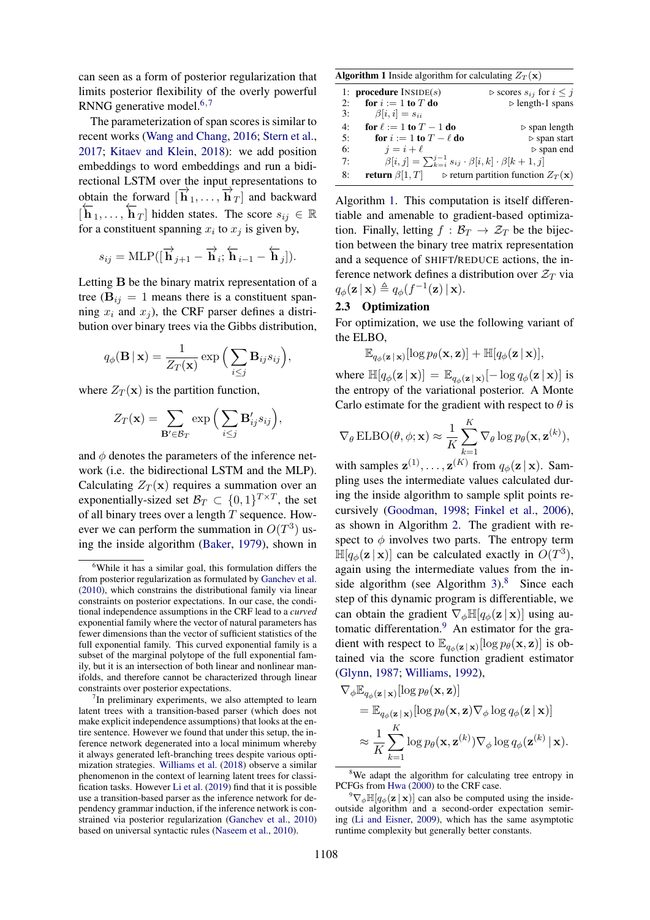can seen as a form of posterior regularization that limits posterior flexibility of the overly powerful RNNG generative model.[6,7]

The parameterization of span scores is similar to recent works (Wang and Chang, 2016; Stern et al., 2017; Kitaev and Klein, 2018): we add position embeddings to word embeddings and run a bidirectional LSTM over the input representations to obtain the forward $[\overrightarrow{\mathbf{h}}_1, \dots, \overrightarrow{\mathbf{h}}_T]$ and backward $[\overleftarrow{\mathbf{h}}_1, \dots, \overleftarrow{\mathbf{h}}_T]$ hidden states. The score $s_{ij} \in \mathbb{R}$ for a constituent spanning $x_i$ to $x_j$ is given by,

$$s_{ij} = \text{MLP}([\overrightarrow{\mathbf{h}}_{j+1} - \overrightarrow{\mathbf{h}}_i; \overleftarrow{\mathbf{h}}_{i-1} - \overleftarrow{\mathbf{h}}_j]).$$

Letting $\mathbf{B}$ be the binary matrix representation of a tree ($\mathbf{B}_{ij} = 1$ means there is a constituent spanning $x_i$ and $x_j$), the CRF parser defines a distribution over binary trees via the Gibbs distribution,

$$q_\phi(\mathbf{B} \,|\, \mathbf{x}) = \frac{1}{Z_T(\mathbf{x})} \exp\Big(\sum_{i \le j} \mathbf{B}_{ij} s_{ij}\Big),$$

where $Z_T(\mathbf{x})$ is the partition function,

$$Z_T(\mathbf{x}) = \sum_{\mathbf{B}' \in \mathcal{B}_T} \exp\Big(\sum_{i \le j} \mathbf{B}'_{ij} s_{ij}\Big),$$

and $\phi$ denotes the parameters of the inference network (i.e. the bidirectional LSTM and the MLP). Calculating $Z_T(\mathbf{x})$ requires a summation over an exponentially-sized set $\mathcal{B}_T \subset \{0, 1\}^{T \times T}$, the set of all binary trees over a length $T$ sequence. However we can perform the summation in $O(T^3)$ using the inside algorithm (Baker, 1979), shown in Algorithm 1. This computation is itself differentiable and amenable to gradient-based optimization. Finally, letting $f : \mathcal{B}_T \to \mathcal{Z}_T$ be the bijection between the binary tree matrix representation and a sequence of SHIFT/REDUCE actions, the inference network defines a distribution over $\mathcal{Z}_T$ via $q_\phi(\mathbf{z} \,|\, \mathbf{x}) \triangleq q_\phi(f^{-1}(\mathbf{z}) \,|\, \mathbf{x})$.

**Algorithm 1** Inside algorithm for calculating $Z_T(\mathbf{x})$

```
1: procedure INSIDE(s)                          ▷ scores s_ij for i ≤ j
2:   for i := 1 to T do                          ▷ length-1 spans
3:     β[i, i] = s_ii
4:   for ℓ := 1 to T − 1 do                      ▷ span length
5:     for i := 1 to T − ℓ do                    ▷ span start
6:       j = i + ℓ                               ▷ span end
7:       β[i, j] = Σ_{k=i}^{j−1} s_ij · β[i, k] · β[k + 1, j]
8:   return β[1, T]              ▷ return partition function Z_T(x)
```

## 2.3 Optimization

For optimization, we use the following variant of the ELBO,

$$\mathbb{E}_{q_\phi(\mathbf{z} \,|\, \mathbf{x})}[\log p_\theta(\mathbf{x}, \mathbf{z})] + \mathbb{H}[q_\phi(\mathbf{z} \,|\, \mathbf{x})],$$

where $\mathbb{H}[q_\phi(\mathbf{z} \,|\, \mathbf{x})] = \mathbb{E}_{q_\phi(\mathbf{z} \,|\, \mathbf{x})}[-\log q_\phi(\mathbf{z} \,|\, \mathbf{x})]$ is the entropy of the variational posterior. A Monte Carlo estimate for the gradient with respect to $\theta$ is

$$\nabla_\theta \, \text{ELBO}(\theta, \phi; \mathbf{x}) \approx \frac{1}{K} \sum_{k=1}^{K} \nabla_\theta \log p_\theta(\mathbf{x}, \mathbf{z}^{(k)}),$$

with samples $\mathbf{z}^{(1)}, \dots, \mathbf{z}^{(K)}$ from $q_\phi(\mathbf{z} \,|\, \mathbf{x})$. Sampling uses the intermediate values calculated during the inside algorithm to sample split points recursively (Goodman, 1998; Finkel et al., 2006), as shown in Algorithm 2. The gradient with respect to $\phi$ involves two parts. The entropy term $\mathbb{H}[q_\phi(\mathbf{z} \,|\, \mathbf{x})]$ can be calculated exactly in $O(T^3)$, again using the intermediate values from the inside algorithm (see Algorithm 3).[8] Since each step of this dynamic program is differentiable, we can obtain the gradient $\nabla_\phi \mathbb{H}[q_\phi(\mathbf{z} \,|\, \mathbf{x})]$ using automatic differentiation.[9] An estimator for the gradient with respect to $\mathbb{E}_{q_\phi(\mathbf{z} \,|\, \mathbf{x})}[\log p_\theta(\mathbf{x}, \mathbf{z})]$ is obtained via the score function gradient estimator (Glynn, 1987; Williams, 1992),

$$\begin{aligned}
\nabla_\phi \mathbb{E}_{q_\phi(\mathbf{z} \,|\, \mathbf{x})}&[\log p_\theta(\mathbf{x}, \mathbf{z})] \\
&= \mathbb{E}_{q_\phi(\mathbf{z} \,|\, \mathbf{x})}[\log p_\theta(\mathbf{x}, \mathbf{z}) \nabla_\phi \log q_\phi(\mathbf{z} \,|\, \mathbf{x})] \\
&\approx \frac{1}{K} \sum_{k=1}^{K} \log p_\theta(\mathbf{x}, \mathbf{z}^{(k)}) \nabla_\phi \log q_\phi(\mathbf{z}^{(k)} \,|\, \mathbf{x}).
\end{aligned}$$

---

[6] While it has a similar goal, this formulation differs the from posterior regularization as formulated by Ganchev et al. (2010), which constrains the distributional family via linear constraints on posterior expectations. In our case, the conditional independence assumptions in the CRF lead to a *curved* exponential family where the vector of natural parameters has fewer dimensions than the vector of sufficient statistics of the full exponential family. This curved exponential family is a subset of the marginal polytope of the full exponential family, but it is an intersection of both linear and nonlinear manifolds, and therefore cannot be characterized through linear constraints over posterior expectations.

[7] In preliminary experiments, we also attempted to learn latent trees with a transition-based parser (which does not make explicit independence assumptions) that looks at the entire sentence. However we found that under this setup, the inference network degenerated into a local minimum whereby it always generated left-branching trees despite various optimization strategies. Williams et al. (2018) observe a similar phenomenon in the context of learning latent trees for classification tasks. However Li et al. (2019) find that it is possible use a transition-based parser as the inference network for dependency grammar induction, if the inference network is constrained via posterior regularization (Ganchev et al., 2010) based on universal syntactic rules (Naseem et al., 2010).

[8] We adapt the algorithm for calculating tree entropy in PCFGs from Hwa (2000) to the CRF case.

[9] $\nabla_\phi \mathbb{H}[q_\phi(\mathbf{z} \,|\, \mathbf{x})]$ can also be computed using the inside-outside algorithm and a second-order expectation semiring (Li and Eisner, 2009), which has the same asymptotic runtime complexity but generally better constants.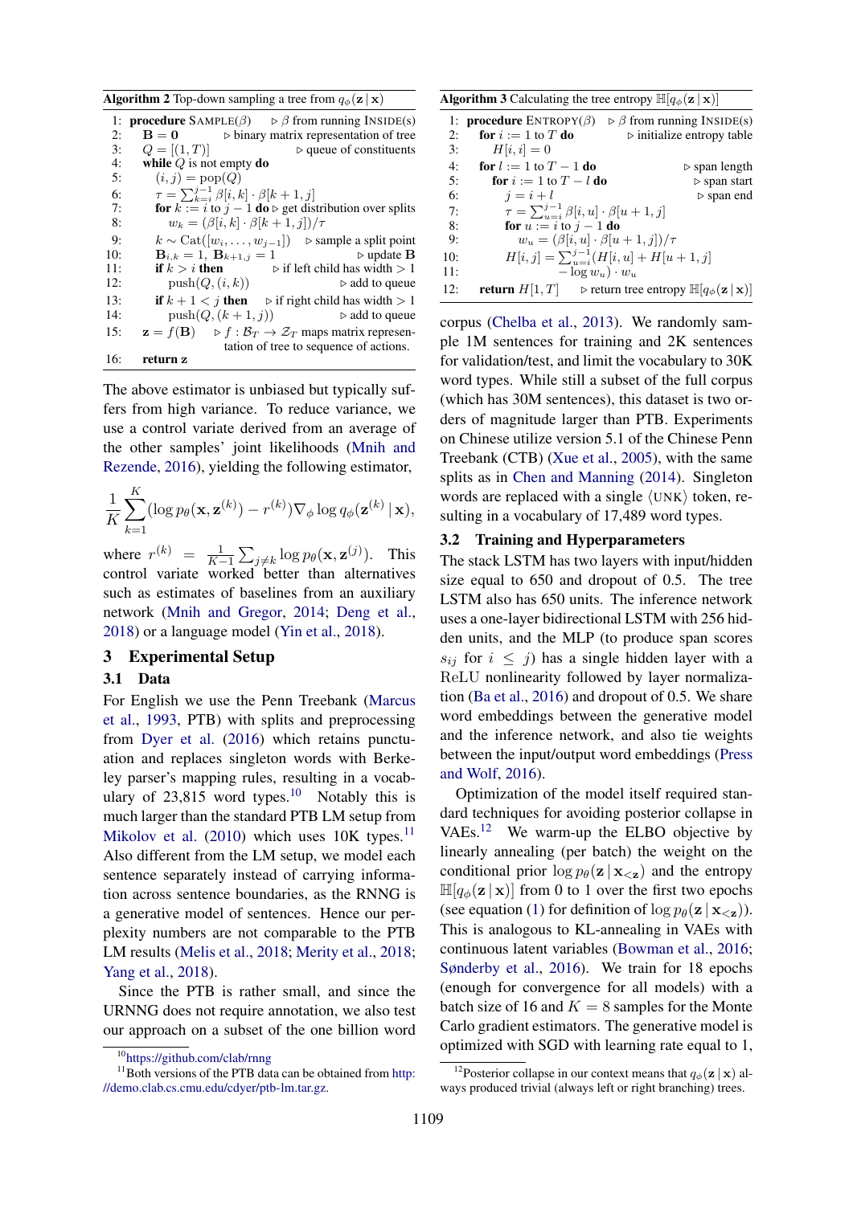**Algorithm 2** Top-down sampling a tree from $q_\phi(\mathbf{z} \,|\, \mathbf{x})$

```
1:  procedure SAMPLE(β)              ▷ β from running INSIDE(s)
2:      B = 0                        ▷ binary matrix representation of tree
3:      Q = [(1, T)]                 ▷ queue of constituents
4:      while Q is not empty do
5:          (i, j) = pop(Q)
6:          τ = Σ_{k=i}^{j-1} β[i, k] · β[k + 1, j]
7:          for k := i to j − 1 do   ▷ get distribution over splits
8:              w_k = (β[i, k] · β[k + 1, j])/τ
9:          k ∼ Cat([w_i, . . . , w_{j−1}])   ▷ sample a split point
10:         B_{i,k} = 1, B_{k+1,j} = 1        ▷ update B
11:         if k > i then             ▷ if left child has width > 1
12:             push(Q, (i, k))       ▷ add to queue
13:         if k + 1 < j then         ▷ if right child has width > 1
14:             push(Q, (k + 1, j))   ▷ add to queue
15:     z = f(B)      ▷ f : B_T → Z_T maps matrix representation of tree to sequence of actions.
16:     return z
```

The above estimator is unbiased but typically suffers from high variance. To reduce variance, we use a control variate derived from an average of the other samples' joint likelihoods (Mnih and Rezende, 2016), yielding the following estimator,

$$\frac{1}{K}\sum_{k=1}^{K}(\log p_\theta(\mathbf{x}, \mathbf{z}^{(k)}) - r^{(k)}) \nabla_\phi \log q_\phi(\mathbf{z}^{(k)} \,|\, \mathbf{x}),$$

where $r^{(k)} = \frac{1}{K-1}\sum_{j \neq k} \log p_\theta(\mathbf{x}, \mathbf{z}^{(j)})$. This control variate worked better than alternatives such as estimates of baselines from an auxiliary network (Mnih and Gregor, 2014; Deng et al., 2018) or a language model (Yin et al., 2018).

**Algorithm 3** Calculating the tree entropy $\mathbb{H}[q_\phi(\mathbf{z} \,|\, \mathbf{x})]$

```
1:  procedure ENTROPY(β)         ▷ β from running INSIDE(s)
2:      for i := 1 to T do       ▷ initialize entropy table
3:          H[i, i] = 0
4:      for l := 1 to T − 1 do   ▷ span length
5:          for i := 1 to T − l do   ▷ span start
6:              j = i + l            ▷ span end
7:              τ = Σ_{u=i}^{j-1} β[i, u] · β[u + 1, j]
8:              for u := i to j − 1 do
9:                  w_u = (β[i, u] · β[u + 1, j])/τ
10:             H[i, j] = Σ_{u=i}^{j-1} (H[i, u] + H[u + 1, j]
11:                       − log w_u) · w_u
12:     return H[1, T]     ▷ return tree entropy H[q_φ(z | x)]
```

## 3 Experimental Setup

### 3.1 Data

For English we use the Penn Treebank (Marcus et al., 1993, PTB) with splits and preprocessing from Dyer et al. (2016) which retains punctuation and replaces singleton words with Berkeley parser's mapping rules, resulting in a vocabulary of 23,815 word types.[10] Notably this is much larger than the standard PTB LM setup from Mikolov et al. (2010) which uses 10K types.[11] Also different from the LM setup, we model each sentence separately instead of carrying information across sentence boundaries, as the RNNG is a generative model of sentences. Hence our perplexity numbers are not comparable to the PTB LM results (Melis et al., 2018; Merity et al., 2018; Yang et al., 2018).

Since the PTB is rather small, and since the URNNG does not require annotation, we also test our approach on a subset of the one billion word corpus (Chelba et al., 2013). We randomly sample 1M sentences for training and 2K sentences for validation/test, and limit the vocabulary to 30K word types. While still a subset of the full corpus (which has 30M sentences), this dataset is two orders of magnitude larger than PTB. Experiments on Chinese utilize version 5.1 of the Chinese Penn Treebank (CTB) (Xue et al., 2005), with the same splits as in Chen and Manning (2014). Singleton words are replaced with a single ⟨UNK⟩ token, resulting in a vocabulary of 17,489 word types.

### 3.2 Training and Hyperparameters

The stack LSTM has two layers with input/hidden size equal to 650 and dropout of 0.5. The tree LSTM also has 650 units. The inference network uses a one-layer bidirectional LSTM with 256 hidden units, and the MLP (to produce span scores $s_{ij}$ for $i \leq j$) has a single hidden layer with a ReLU nonlinearity followed by layer normalization (Ba et al., 2016) and dropout of 0.5. We share word embeddings between the generative model and the inference network, and also tie weights between the input/output word embeddings (Press and Wolf, 2016).

Optimization of the model itself required standard techniques for avoiding posterior collapse in VAEs.[12] We warm-up the ELBO objective by linearly annealing (per batch) the weight on the conditional prior $\log p_\theta(\mathbf{z} \,|\, \mathbf{x}_{<\mathbf{z}})$ and the entropy $\mathbb{H}[q_\phi(\mathbf{z} \,|\, \mathbf{x})]$ from 0 to 1 over the first two epochs (see equation (1) for definition of $\log p_\theta(\mathbf{z} \,|\, \mathbf{x}_{<\mathbf{z}})$). This is analogous to KL-annealing in VAEs with continuous latent variables (Bowman et al., 2016; Sønderby et al., 2016). We train for 18 epochs (enough for convergence for all models) with a batch size of 16 and $K = 8$ samples for the Monte Carlo gradient estimators. The generative model is optimized with SGD with learning rate equal to 1,

[10] https://github.com/clab/rnng

[11] Both versions of the PTB data can be obtained from http://demo.clab.cs.cmu.edu/cdyer/ptb-lm.tar.gz.

[12] Posterior collapse in our context means that $q_\phi(\mathbf{z} \,|\, \mathbf{x})$ always produced trivial (always left or right branching) trees.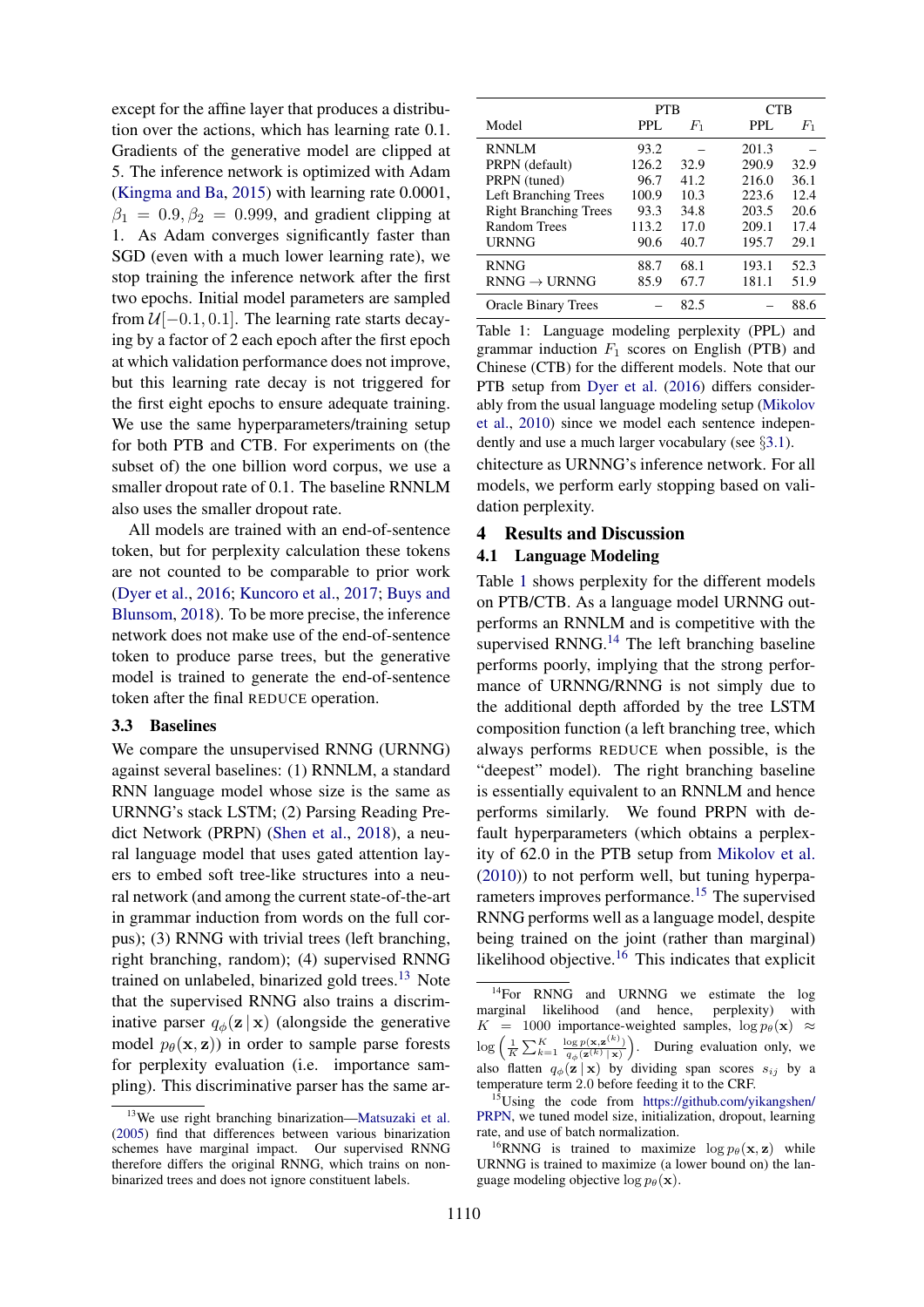except for the affine layer that produces a distribution over the actions, which has learning rate 0.1. Gradients of the generative model are clipped at 5. The inference network is optimized with Adam (Kingma and Ba, 2015) with learning rate 0.0001, $\beta_1 = 0.9, \beta_2 = 0.999$, and gradient clipping at 1. As Adam converges significantly faster than SGD (even with a much lower learning rate), we stop training the inference network after the first two epochs. Initial model parameters are sampled from $\mathcal{U}[-0.1, 0.1]$. The learning rate starts decaying by a factor of 2 each epoch after the first epoch at which validation performance does not improve, but this learning rate decay is not triggered for the first eight epochs to ensure adequate training. We use the same hyperparameters/training setup for both PTB and CTB. For experiments on (the subset of) the one billion word corpus, we use a smaller dropout rate of 0.1. The baseline RNNLM also uses the smaller dropout rate.

All models are trained with an end-of-sentence token, but for perplexity calculation these tokens are not counted to be comparable to prior work (Dyer et al., 2016; Kuncoro et al., 2017; Buys and Blunsom, 2018). To be more precise, the inference network does not make use of the end-of-sentence token to produce parse trees, but the generative model is trained to generate the end-of-sentence token after the final REDUCE operation.

### 3.3 Baselines

We compare the unsupervised RNNG (URNNG) against several baselines: (1) RNNLM, a standard RNN language model whose size is the same as URNNG's stack LSTM; (2) Parsing Reading Predict Network (PRPN) (Shen et al., 2018), a neural language model that uses gated attention layers to embed soft tree-like structures into a neural network (and among the current state-of-the-art in grammar induction from words on the full corpus); (3) RNNG with trivial trees (left branching, right branching, random); (4) supervised RNNG trained on unlabeled, binarized gold trees.[13] Note that the supervised RNNG also trains a discriminative parser $q_\phi(\mathbf{z} \mid \mathbf{x})$ (alongside the generative model $p_\theta(\mathbf{x}, \mathbf{z})$) in order to sample parse forests for perplexity evaluation (i.e. importance sampling). This discriminative parser has the same architecture as URNNG's inference network. For all models, we perform early stopping based on validation perplexity.

[13] We use right branching binarization—Matsuzaki et al. (2005) find that differences between various binarization schemes have marginal impact. Our supervised RNNG therefore differs the original RNNG, which trains on non-binarized trees and does not ignore constituent labels.

| Model | PTB PPL | PTB $F_1$ | CTB PPL | CTB $F_1$ |
|---|---|---|---|---|
| RNNLM | 93.2 | – | 201.3 | – |
| PRPN (default) | 126.2 | 32.9 | 290.9 | 32.9 |
| PRPN (tuned) | 96.7 | 41.2 | 216.0 | 36.1 |
| Left Branching Trees | 100.9 | 10.3 | 223.6 | 12.4 |
| Right Branching Trees | 93.3 | 34.8 | 203.5 | 20.6 |
| Random Trees | 113.2 | 17.0 | 209.1 | 17.4 |
| URNNG | 90.6 | 40.7 | 195.7 | 29.1 |
| RNNG | 88.7 | 68.1 | 193.1 | 52.3 |
| RNNG → URNNG | 85.9 | 67.7 | 181.1 | 51.9 |
| Oracle Binary Trees | – | 82.5 | – | 88.6 |

Table 1: Language modeling perplexity (PPL) and grammar induction $F_1$ scores on English (PTB) and Chinese (CTB) for the different models. Note that our PTB setup from Dyer et al. (2016) differs considerably from the usual language modeling setup (Mikolov et al., 2010) since we model each sentence independently and use a much larger vocabulary (see §3.1).

## 4 Results and Discussion

### 4.1 Language Modeling

Table 1 shows perplexity for the different models on PTB/CTB. As a language model URNNG outperforms an RNNLM and is competitive with the supervised RNNG.[14] The left branching baseline performs poorly, implying that the strong performance of URNNG/RNNG is not simply due to the additional depth afforded by the tree LSTM composition function (a left branching tree, which always performs REDUCE when possible, is the "deepest" model). The right branching baseline is essentially equivalent to an RNNLM and hence performs similarly. We found PRPN with default hyperparameters (which obtains a perplexity of 62.0 in the PTB setup from Mikolov et al. (2010)) to not perform well, but tuning hyperparameters improves performance.[15] The supervised RNNG performs well as a language model, despite being trained on the joint (rather than marginal) likelihood objective.[16] This indicates that explicit

[14] For RNNG and URNNG we estimate the log marginal likelihood (and hence, perplexity) with $K = 1000$ importance-weighted samples, $\log p_\theta(\mathbf{x}) \approx \log\left(\frac{1}{K}\sum_{k=1}^{K} \frac{\log p(\mathbf{x}, \mathbf{z}^{(k)})}{q_\phi(\mathbf{z}^{(k)} \mid \mathbf{x})}\right)$. During evaluation only, we also flatten $q_\phi(\mathbf{z} \mid \mathbf{x})$ by dividing span scores $s_{ij}$ by a temperature term 2.0 before feeding it to the CRF.

[15] Using the code from https://github.com/yikangshen/PRPN, we tuned model size, initialization, dropout, learning rate, and use of batch normalization.

[16] RNNG is trained to maximize $\log p_\theta(\mathbf{x}, \mathbf{z})$ while URNNG is trained to maximize (a lower bound on) the language modeling objective $\log p_\theta(\mathbf{x})$.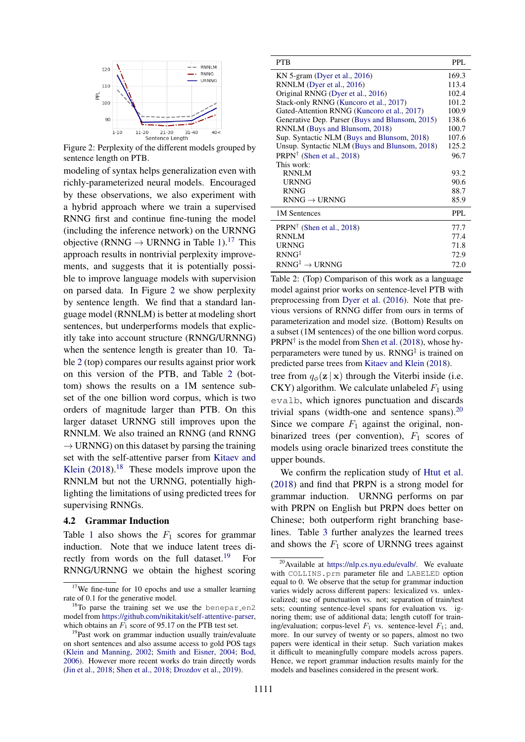Figure 2: Perplexity of the different models grouped by sentence length on PTB.

modeling of syntax helps generalization even with richly-parameterized neural models. Encouraged by these observations, we also experiment with a hybrid approach where we train a supervised RNNG first and continue fine-tuning the model (including the inference network) on the URNNG objective (RNNG → URNNG in Table 1).[17] This approach results in nontrivial perplexity improvements, and suggests that it is potentially possible to improve language models with supervision on parsed data. In Figure 2 we show perplexity by sentence length. We find that a standard language model (RNNLM) is better at modeling short sentences, but underperforms models that explicitly take into account structure (RNNG/URNNG) when the sentence length is greater than 10. Table 2 (top) compares our results against prior work on this version of the PTB, and Table 2 (bottom) shows the results on a 1M sentence subset of the one billion word corpus, which is two orders of magnitude larger than PTB. On this larger dataset URNNG still improves upon the RNNLM. We also trained an RNNG (and RNNG → URNNG) on this dataset by parsing the training set with the self-attentive parser from Kitaev and Klein (2018).[18] These models improve upon the RNNLM but not the URNNG, potentially highlighting the limitations of using predicted trees for supervising RNNGs.

## 4.2 Grammar Induction

Table 1 also shows the $F_1$ scores for grammar induction. Note that we induce latent trees directly from words on the full dataset.[19] For RNNG/URNNG we obtain the highest scoring

| PTB | PPL |
|---|---|
| KN 5-gram (Dyer et al., 2016) | 169.3 |
| RNNLM (Dyer et al., 2016) | 113.4 |
| Original RNNG (Dyer et al., 2016) | 102.4 |
| Stack-only RNNG (Kuncoro et al., 2017) | 101.2 |
| Gated-Attention RNNG (Kuncoro et al., 2017) | 100.9 |
| Generative Dep. Parser (Buys and Blunsom, 2015) | 138.6 |
| RNNLM (Buys and Blunsom, 2018) | 100.7 |
| Sup. Syntactic NLM (Buys and Blunsom, 2018) | 107.6 |
| Unsup. Syntactic NLM (Buys and Blunsom, 2018) | 125.2 |
| PRPN† (Shen et al., 2018) | 96.7 |
| This work: | |
| RNNLM | 93.2 |
| URNNG | 90.6 |
| RNNG | 88.7 |
| RNNG → URNNG | 85.9 |
| **1M Sentences** | **PPL** |
| PRPN† (Shen et al., 2018) | 77.7 |
| RNNLM | 77.4 |
| URNNG | 71.8 |
| RNNG‡ | 72.9 |
| RNNG‡ → URNNG | 72.0 |

Table 2: (Top) Comparison of this work as a language model against prior works on sentence-level PTB with preprocessing from Dyer et al. (2016). Note that previous versions of RNNG differ from ours in terms of parameterization and model size. (Bottom) Results on a subset (1M sentences) of the one billion word corpus. PRPN† is the model from Shen et al. (2018), whose hyperparameters were tuned by us. RNNG‡ is trained on predicted parse trees from Kitaev and Klein (2018).

tree from $q_\phi(\mathbf{z} \,|\, \mathbf{x})$ through the Viterbi inside (i.e. CKY) algorithm. We calculate unlabeled $F_1$ using `evalb`, which ignores punctuation and discards trivial spans (width-one and sentence spans).[20] Since we compare $F_1$ against the original, non-binarized trees (per convention), $F_1$ scores of models using oracle binarized trees constitute the upper bounds.

We confirm the replication study of Htut et al. (2018) and find that PRPN is a strong model for grammar induction. URNNG performs on par with PRPN on English but PRPN does better on Chinese; both outperform right branching baselines. Table 3 further analyzes the learned trees and shows the $F_1$ score of URNNG trees against

[17] We fine-tune for 10 epochs and use a smaller learning rate of 0.1 for the generative model.

[18] To parse the training set we use the `benepar_en2` model from https://github.com/nikitakit/self-attentive-parser, which obtains an $F_1$ score of 95.17 on the PTB test set.

[19] Past work on grammar induction usually train/evaluate on short sentences and also assume access to gold POS tags (Klein and Manning, 2002; Smith and Eisner, 2004; Bod, 2006). However more recent works do train directly words (Jin et al., 2018; Shen et al., 2018; Drozdov et al., 2019).

[20] Available at https://nlp.cs.nyu.edu/evalb/. We evaluate with `COLLINS.prm` parameter file and `LABELED` option equal to 0. We observe that the setup for grammar induction varies widely across different papers: lexicalized vs. unlexicalized; use of punctuation vs. not; separation of train/test sets; counting sentence-level spans for evaluation vs. ignoring them; use of additional data; length cutoff for training/evaluation; corpus-level $F_1$ vs. sentence-level $F_1$; and, more. In our survey of twenty or so papers, almost no two papers were identical in their setup. Such variation makes it difficult to meaningfully compare models across papers. Hence, we report grammar induction results mainly for the models and baselines considered in the present work.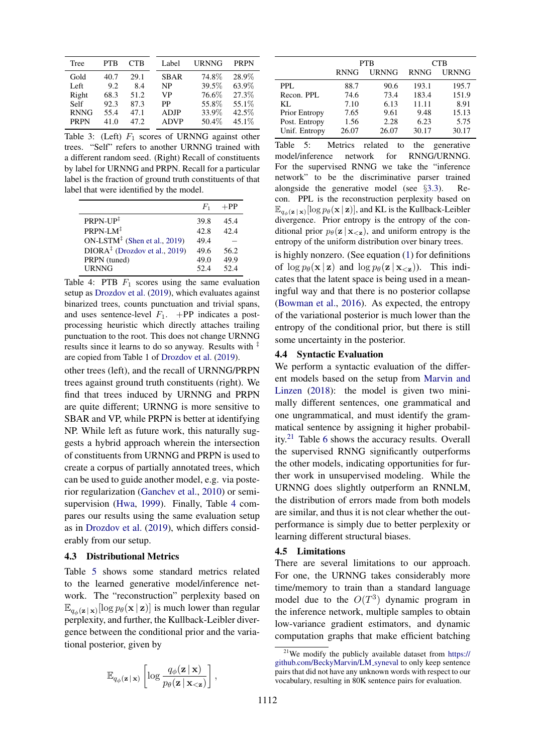| Tree | PTB | CTB |
|---|---|---|
| Gold | 40.7 | 29.1 |
| Left | 9.2 | 8.4 |
| Right | 68.3 | 51.2 |
| Self | 92.3 | 87.3 |
| RNNG | 55.4 | 47.1 |
| PRPN | 41.0 | 47.2 |

| Label | URNNG | PRPN |
|---|---|---|
| SBAR | 74.8% | 28.9% |
| NP | 39.5% | 63.9% |
| VP | 76.6% | 27.3% |
| PP | 55.8% | 55.1% |
| ADJP | 33.9% | 42.5% |
| ADVP | 50.4% | 45.1% |

Table 3: (Left) $F_1$ scores of URNNG against other trees. "Self" refers to another URNNG trained with a different random seed. (Right) Recall of constituents by label for URNNG and PRPN. Recall for a particular label is the fraction of ground truth constituents of that label that were identified by the model.

| | $F_1$ | +PP |
|---|---|---|
| PRPN-UP[‡] | 39.8 | 45.4 |
| PRPN-LM[‡] | 42.8 | 42.4 |
| ON-LSTM[‡] (Shen et al., 2019) | 49.4 | – |
| DIORA[‡] (Drozdov et al., 2019) | 49.6 | 56.2 |
| PRPN (tuned) | 49.0 | 49.9 |
| URNNG | 52.4 | 52.4 |

Table 4: PTB $F_1$ scores using the same evaluation setup as Drozdov et al. (2019), which evaluates against binarized trees, counts punctuation and trivial spans, and uses sentence-level $F_1$. +PP indicates a post-processing heuristic which directly attaches trailing punctuation to the root. This does not change URNNG results since it learns to do so anyway. Results with [‡] are copied from Table 1 of Drozdov et al. (2019).

other trees (left), and the recall of URNNG/PRPN trees against ground truth constituents (right). We find that trees induced by URNNG and PRPN are quite different; URNNG is more sensitive to SBAR and VP, while PRPN is better at identifying NP. While left as future work, this naturally suggests a hybrid approach wherein the intersection of constituents from URNNG and PRPN is used to create a corpus of partially annotated trees, which can be used to guide another model, e.g. via posterior regularization (Ganchev et al., 2010) or semi-supervision (Hwa, 1999). Finally, Table 4 compares our results using the same evaluation setup as in Drozdov et al. (2019), which differs considerably from our setup.

### 4.3 Distributional Metrics

Table 5 shows some standard metrics related to the learned generative model/inference network. The "reconstruction" perplexity based on $\mathbb{E}_{q_\phi(\mathbf{z}\,|\,\mathbf{x})}[\log p_\theta(\mathbf{x}\,|\,\mathbf{z})]$ is much lower than regular perplexity, and further, the Kullback-Leibler divergence between the conditional prior and the variational posterior, given by

$$\mathbb{E}_{q_\phi(\mathbf{z}\,|\,\mathbf{x})}\left[\log \frac{q_\phi(\mathbf{z}\,|\,\mathbf{x})}{p_\theta(\mathbf{z}\,|\,\mathbf{x}_{<\mathbf{z}})}\right],$$

| | PTB | | CTB | |
|---|---|---|---|---|
| | RNNG | URNNG | RNNG | URNNG |
| PPL | 88.7 | 90.6 | 193.1 | 195.7 |
| Recon. PPL | 74.6 | 73.4 | 183.4 | 151.9 |
| KL | 7.10 | 6.13 | 11.11 | 8.91 |
| Prior Entropy | 7.65 | 9.61 | 9.48 | 15.13 |
| Post. Entropy | 1.56 | 2.28 | 6.23 | 5.75 |
| Unif. Entropy | 26.07 | 26.07 | 30.17 | 30.17 |

Table 5: Metrics related to the generative model/inference network for RNNG/URNNG. For the supervised RNNG we take the "inference network" to be the discriminative parser trained alongside the generative model (see §3.3). Recon. PPL is the reconstruction perplexity based on $\mathbb{E}_{q_\phi(\mathbf{z}\,|\,\mathbf{x})}[\log p_\theta(\mathbf{x}\,|\,\mathbf{z})]$, and KL is the Kullback-Leibler divergence. Prior entropy is the entropy of the conditional prior $p_\theta(\mathbf{z}\,|\,\mathbf{x}_{<\mathbf{z}})$, and uniform entropy is the entropy of the uniform distribution over all binary trees.

is highly nonzero. (See equation (1) for definitions of $\log p_\theta(\mathbf{x}\,|\,\mathbf{z})$ and $\log p_\theta(\mathbf{z}\,|\,\mathbf{x}_{<\mathbf{z}})$). This indicates that the latent space is being used in a meaningful way and that there is no posterior collapse (Bowman et al., 2016). As expected, the entropy of the variational posterior is much lower than the entropy of the conditional prior, but there is still some uncertainty in the posterior.

### 4.4 Syntactic Evaluation

We perform a syntactic evaluation of the different models based on the setup from Marvin and Linzen (2018): the model is given two minimally different sentences, one grammatical and one ungrammatical, and must identify the grammatical sentence by assigning it higher probability.[21] Table 6 shows the accuracy results. Overall the supervised RNNG significantly outperforms the other models, indicating opportunities for further work in unsupervised modeling. While the URNNG does slightly outperform an RNNLM, the distribution of errors made from both models are similar, and thus it is not clear whether the outperformance is simply due to better perplexity or learning different structural biases.

### 4.5 Limitations

There are several limitations to our approach. For one, the URNNG takes considerably more time/memory to train than a standard language model due to the $O(T^3)$ dynamic program in the inference network, multiple samples to obtain low-variance gradient estimators, and dynamic computation graphs that make efficient batching

[21] We modify the publicly available dataset from https://github.com/BeckyMarvin/LM_syneval to only keep sentence pairs that did not have any unknown words with respect to our vocabulary, resulting in 80K sentence pairs for evaluation.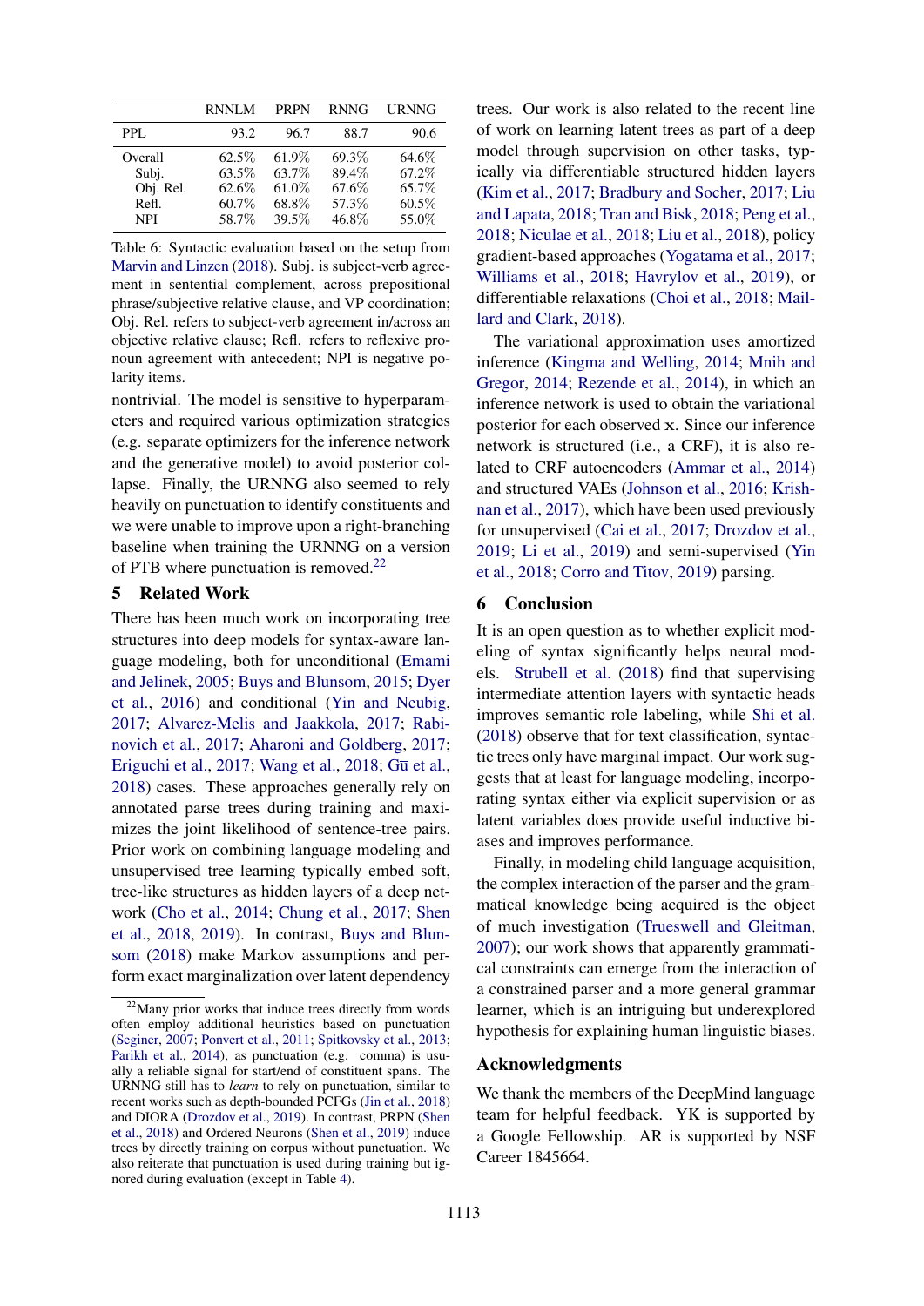|  | RNNLM | PRPN | RNNG | URNNG |
|---|---|---|---|---|
| PPL | 93.2 | 96.7 | 88.7 | 90.6 |
| Overall | 62.5% | 61.9% | 69.3% | 64.6% |
| Subj. | 63.5% | 63.7% | 89.4% | 67.2% |
| Obj. Rel. | 62.6% | 61.0% | 67.6% | 65.7% |
| Refl. | 60.7% | 68.8% | 57.3% | 60.5% |
| NPI | 58.7% | 39.5% | 46.8% | 55.0% |

Table 6: Syntactic evaluation based on the setup from Marvin and Linzen (2018). Subj. is subject-verb agreement in sentential complement, across prepositional phrase/subjective relative clause, and VP coordination; Obj. Rel. refers to subject-verb agreement in/across an objective relative clause; Refl. refers to reflexive pronoun agreement with antecedent; NPI is negative polarity items.

nontrivial. The model is sensitive to hyperparameters and required various optimization strategies (e.g. separate optimizers for the inference network and the generative model) to avoid posterior collapse. Finally, the URNNG also seemed to rely heavily on punctuation to identify constituents and we were unable to improve upon a right-branching baseline when training the URNNG on a version of PTB where punctuation is removed.[22]

## 5 Related Work

There has been much work on incorporating tree structures into deep models for syntax-aware language modeling, both for unconditional (Emami and Jelinek, 2005; Buys and Blunsom, 2015; Dyer et al., 2016) and conditional (Yin and Neubig, 2017; Alvarez-Melis and Jaakkola, 2017; Rabinovich et al., 2017; Aharoni and Goldberg, 2017; Eriguchi et al., 2017; Wang et al., 2018; Gū et al., 2018) cases. These approaches generally rely on annotated parse trees during training and maximizes the joint likelihood of sentence-tree pairs. Prior work on combining language modeling and unsupervised tree learning typically embed soft, tree-like structures as hidden layers of a deep network (Cho et al., 2014; Chung et al., 2017; Shen et al., 2018, 2019). In contrast, Buys and Blunsom (2018) make Markov assumptions and perform exact marginalization over latent dependency trees. Our work is also related to the recent line of work on learning latent trees as part of a deep model through supervision on other tasks, typically via differentiable structured hidden layers (Kim et al., 2017; Bradbury and Socher, 2017; Liu and Lapata, 2018; Tran and Bisk, 2018; Peng et al., 2018; Niculae et al., 2018; Liu et al., 2018), policy gradient-based approaches (Yogatama et al., 2017; Williams et al., 2018; Havrylov et al., 2019), or differentiable relaxations (Choi et al., 2018; Maillard and Clark, 2018).

The variational approximation uses amortized inference (Kingma and Welling, 2014; Mnih and Gregor, 2014; Rezende et al., 2014), in which an inference network is used to obtain the variational posterior for each observed $\mathbf{x}$. Since our inference network is structured (i.e., a CRF), it is also related to CRF autoencoders (Ammar et al., 2014) and structured VAEs (Johnson et al., 2016; Krishnan et al., 2017), which have been used previously for unsupervised (Cai et al., 2017; Drozdov et al., 2019; Li et al., 2019) and semi-supervised (Yin et al., 2018; Corro and Titov, 2019) parsing.

## 6 Conclusion

It is an open question as to whether explicit modeling of syntax significantly helps neural models. Strubell et al. (2018) find that supervising intermediate attention layers with syntactic heads improves semantic role labeling, while Shi et al. (2018) observe that for text classification, syntactic trees only have marginal impact. Our work suggests that at least for language modeling, incorporating syntax either via explicit supervision or as latent variables does provide useful inductive biases and improves performance.

Finally, in modeling child language acquisition, the complex interaction of the parser and the grammatical knowledge being acquired is the object of much investigation (Trueswell and Gleitman, 2007); our work shows that apparently grammatical constraints can emerge from the interaction of a constrained parser and a more general grammar learner, which is an intriguing but underexplored hypothesis for explaining human linguistic biases.

## Acknowledgments

We thank the members of the DeepMind language team for helpful feedback. YK is supported by a Google Fellowship. AR is supported by NSF Career 1845664.

[22] Many prior works that induce trees directly from words often employ additional heuristics based on punctuation (Seginer, 2007; Ponvert et al., 2011; Spitkovsky et al., 2013; Parikh et al., 2014), as punctuation (e.g. comma) is usually a reliable signal for start/end of constituent spans. The URNNG still has to *learn* to rely on punctuation, similar to recent works such as depth-bounded PCFGs (Jin et al., 2018) and DIORA (Drozdov et al., 2019). In contrast, PRPN (Shen et al., 2018) and Ordered Neurons (Shen et al., 2019) induce trees by directly training on corpus without punctuation. We also reiterate that punctuation is used during training but ignored during evaluation (except in Table 4).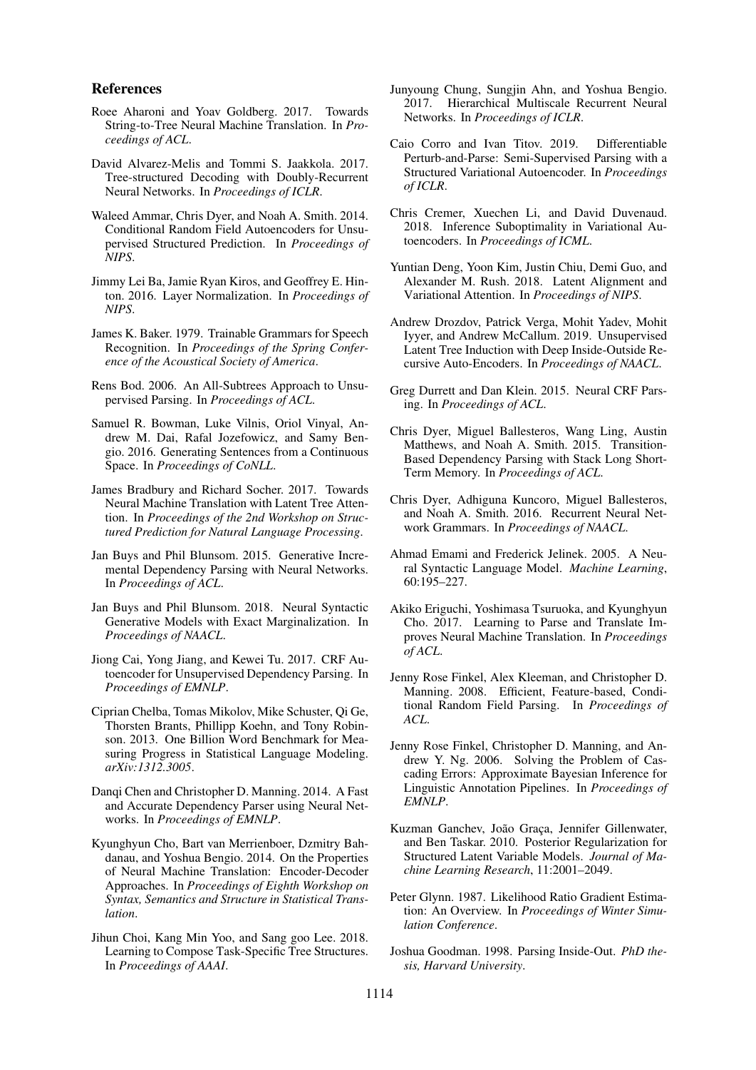## References

Roee Aharoni and Yoav Goldberg. 2017. Towards String-to-Tree Neural Machine Translation. In *Proceedings of ACL*.

David Alvarez-Melis and Tommi S. Jaakkola. 2017. Tree-structured Decoding with Doubly-Recurrent Neural Networks. In *Proceedings of ICLR*.

Waleed Ammar, Chris Dyer, and Noah A. Smith. 2014. Conditional Random Field Autoencoders for Unsupervised Structured Prediction. In *Proceedings of NIPS*.

Jimmy Lei Ba, Jamie Ryan Kiros, and Geoffrey E. Hinton. 2016. Layer Normalization. In *Proceedings of NIPS*.

James K. Baker. 1979. Trainable Grammars for Speech Recognition. In *Proceedings of the Spring Conference of the Acoustical Society of America*.

Rens Bod. 2006. An All-Subtrees Approach to Unsupervised Parsing. In *Proceedings of ACL*.

Samuel R. Bowman, Luke Vilnis, Oriol Vinyal, Andrew M. Dai, Rafal Jozefowicz, and Samy Bengio. 2016. Generating Sentences from a Continuous Space. In *Proceedings of CoNLL*.

James Bradbury and Richard Socher. 2017. Towards Neural Machine Translation with Latent Tree Attention. In *Proceedings of the 2nd Workshop on Structured Prediction for Natural Language Processing*.

Jan Buys and Phil Blunsom. 2015. Generative Incremental Dependency Parsing with Neural Networks. In *Proceedings of ACL*.

Jan Buys and Phil Blunsom. 2018. Neural Syntactic Generative Models with Exact Marginalization. In *Proceedings of NAACL*.

Jiong Cai, Yong Jiang, and Kewei Tu. 2017. CRF Autoencoder for Unsupervised Dependency Parsing. In *Proceedings of EMNLP*.

Ciprian Chelba, Tomas Mikolov, Mike Schuster, Qi Ge, Thorsten Brants, Phillipp Koehn, and Tony Robinson. 2013. One Billion Word Benchmark for Measuring Progress in Statistical Language Modeling. *arXiv:1312.3005*.

Danqi Chen and Christopher D. Manning. 2014. A Fast and Accurate Dependency Parser using Neural Networks. In *Proceedings of EMNLP*.

Kyunghyun Cho, Bart van Merrienboer, Dzmitry Bahdanau, and Yoshua Bengio. 2014. On the Properties of Neural Machine Translation: Encoder-Decoder Approaches. In *Proceedings of Eighth Workshop on Syntax, Semantics and Structure in Statistical Translation*.

Jihun Choi, Kang Min Yoo, and Sang goo Lee. 2018. Learning to Compose Task-Specific Tree Structures. In *Proceedings of AAAI*.

Junyoung Chung, Sungjin Ahn, and Yoshua Bengio. 2017. Hierarchical Multiscale Recurrent Neural Networks. In *Proceedings of ICLR*.

Caio Corro and Ivan Titov. 2019. Differentiable Perturb-and-Parse: Semi-Supervised Parsing with a Structured Variational Autoencoder. In *Proceedings of ICLR*.

Chris Cremer, Xuechen Li, and David Duvenaud. 2018. Inference Suboptimality in Variational Autoencoders. In *Proceedings of ICML*.

Yuntian Deng, Yoon Kim, Justin Chiu, Demi Guo, and Alexander M. Rush. 2018. Latent Alignment and Variational Attention. In *Proceedings of NIPS*.

Andrew Drozdov, Patrick Verga, Mohit Yadev, Mohit Iyyer, and Andrew McCallum. 2019. Unsupervised Latent Tree Induction with Deep Inside-Outside Recursive Auto-Encoders. In *Proceedings of NAACL*.

Greg Durrett and Dan Klein. 2015. Neural CRF Parsing. In *Proceedings of ACL*.

Chris Dyer, Miguel Ballesteros, Wang Ling, Austin Matthews, and Noah A. Smith. 2015. Transition-Based Dependency Parsing with Stack Long Short-Term Memory. In *Proceedings of ACL*.

Chris Dyer, Adhiguna Kuncoro, Miguel Ballesteros, and Noah A. Smith. 2016. Recurrent Neural Network Grammars. In *Proceedings of NAACL*.

Ahmad Emami and Frederick Jelinek. 2005. A Neural Syntactic Language Model. *Machine Learning*, 60:195–227.

Akiko Eriguchi, Yoshimasa Tsuruoka, and Kyunghyun Cho. 2017. Learning to Parse and Translate Improves Neural Machine Translation. In *Proceedings of ACL*.

Jenny Rose Finkel, Alex Kleeman, and Christopher D. Manning. 2008. Efficient, Feature-based, Conditional Random Field Parsing. In *Proceedings of ACL*.

Jenny Rose Finkel, Christopher D. Manning, and Andrew Y. Ng. 2006. Solving the Problem of Cascading Errors: Approximate Bayesian Inference for Linguistic Annotation Pipelines. In *Proceedings of EMNLP*.

Kuzman Ganchev, João Graça, Jennifer Gillenwater, and Ben Taskar. 2010. Posterior Regularization for Structured Latent Variable Models. *Journal of Machine Learning Research*, 11:2001–2049.

Peter Glynn. 1987. Likelihood Ratio Gradient Estimation: An Overview. In *Proceedings of Winter Simulation Conference*.

Joshua Goodman. 1998. Parsing Inside-Out. *PhD thesis, Harvard University*.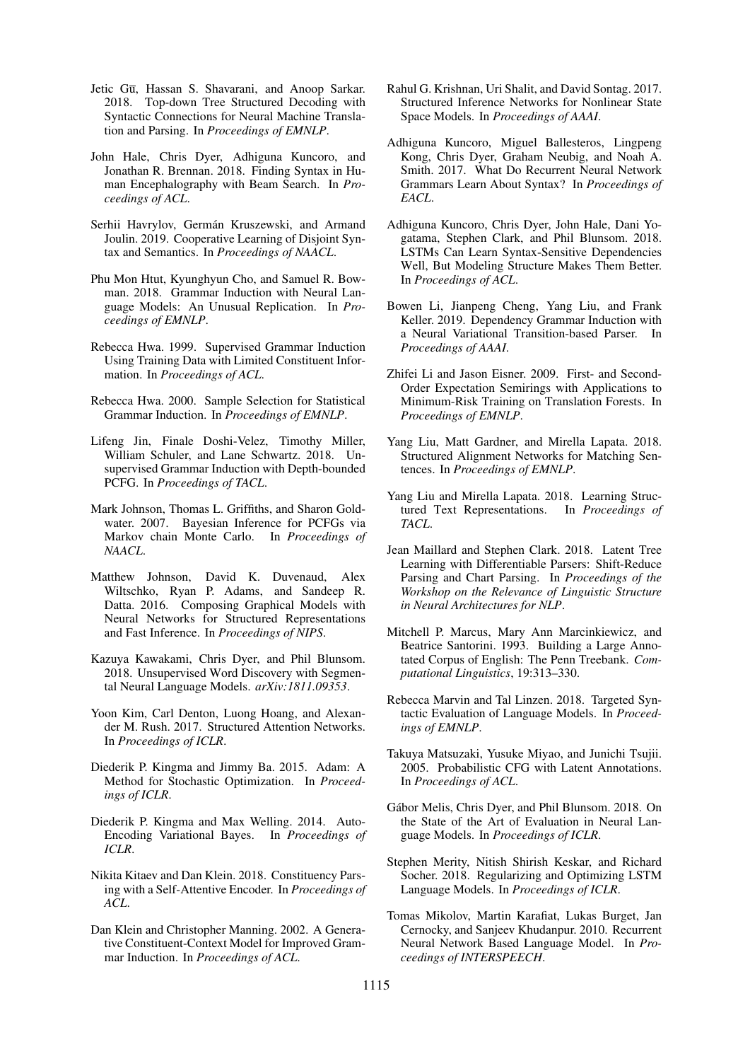Jetic Gū, Hassan S. Shavarani, and Anoop Sarkar. 2018. Top-down Tree Structured Decoding with Syntactic Connections for Neural Machine Translation and Parsing. In *Proceedings of EMNLP*.

John Hale, Chris Dyer, Adhiguna Kuncoro, and Jonathan R. Brennan. 2018. Finding Syntax in Human Encephalography with Beam Search. In *Proceedings of ACL*.

Serhii Havrylov, Germán Kruszewski, and Armand Joulin. 2019. Cooperative Learning of Disjoint Syntax and Semantics. In *Proceedings of NAACL*.

Phu Mon Htut, Kyunghyun Cho, and Samuel R. Bowman. 2018. Grammar Induction with Neural Language Models: An Unusual Replication. In *Proceedings of EMNLP*.

Rebecca Hwa. 1999. Supervised Grammar Induction Using Training Data with Limited Constituent Information. In *Proceedings of ACL*.

Rebecca Hwa. 2000. Sample Selection for Statistical Grammar Induction. In *Proceedings of EMNLP*.

Lifeng Jin, Finale Doshi-Velez, Timothy Miller, William Schuler, and Lane Schwartz. 2018. Unsupervised Grammar Induction with Depth-bounded PCFG. In *Proceedings of TACL*.

Mark Johnson, Thomas L. Griffiths, and Sharon Goldwater. 2007. Bayesian Inference for PCFGs via Markov chain Monte Carlo. In *Proceedings of NAACL*.

Matthew Johnson, David K. Duvenaud, Alex Wiltschko, Ryan P. Adams, and Sandeep R. Datta. 2016. Composing Graphical Models with Neural Networks for Structured Representations and Fast Inference. In *Proceedings of NIPS*.

Kazuya Kawakami, Chris Dyer, and Phil Blunsom. 2018. Unsupervised Word Discovery with Segmental Neural Language Models. *arXiv:1811.09353*.

Yoon Kim, Carl Denton, Luong Hoang, and Alexander M. Rush. 2017. Structured Attention Networks. In *Proceedings of ICLR*.

Diederik P. Kingma and Jimmy Ba. 2015. Adam: A Method for Stochastic Optimization. In *Proceedings of ICLR*.

Diederik P. Kingma and Max Welling. 2014. Auto-Encoding Variational Bayes. In *Proceedings of ICLR*.

Nikita Kitaev and Dan Klein. 2018. Constituency Parsing with a Self-Attentive Encoder. In *Proceedings of ACL*.

Dan Klein and Christopher Manning. 2002. A Generative Constituent-Context Model for Improved Grammar Induction. In *Proceedings of ACL*.

Rahul G. Krishnan, Uri Shalit, and David Sontag. 2017. Structured Inference Networks for Nonlinear State Space Models. In *Proceedings of AAAI*.

Adhiguna Kuncoro, Miguel Ballesteros, Lingpeng Kong, Chris Dyer, Graham Neubig, and Noah A. Smith. 2017. What Do Recurrent Neural Network Grammars Learn About Syntax? In *Proceedings of EACL*.

Adhiguna Kuncoro, Chris Dyer, John Hale, Dani Yogatama, Stephen Clark, and Phil Blunsom. 2018. LSTMs Can Learn Syntax-Sensitive Dependencies Well, But Modeling Structure Makes Them Better. In *Proceedings of ACL*.

Bowen Li, Jianpeng Cheng, Yang Liu, and Frank Keller. 2019. Dependency Grammar Induction with a Neural Variational Transition-based Parser. In *Proceedings of AAAI*.

Zhifei Li and Jason Eisner. 2009. First- and Second-Order Expectation Semirings with Applications to Minimum-Risk Training on Translation Forests. In *Proceedings of EMNLP*.

Yang Liu, Matt Gardner, and Mirella Lapata. 2018. Structured Alignment Networks for Matching Sentences. In *Proceedings of EMNLP*.

Yang Liu and Mirella Lapata. 2018. Learning Structured Text Representations. In *Proceedings of TACL*.

Jean Maillard and Stephen Clark. 2018. Latent Tree Learning with Differentiable Parsers: Shift-Reduce Parsing and Chart Parsing. In *Proceedings of the Workshop on the Relevance of Linguistic Structure in Neural Architectures for NLP*.

Mitchell P. Marcus, Mary Ann Marcinkiewicz, and Beatrice Santorini. 1993. Building a Large Annotated Corpus of English: The Penn Treebank. *Computational Linguistics*, 19:313–330.

Rebecca Marvin and Tal Linzen. 2018. Targeted Syntactic Evaluation of Language Models. In *Proceedings of EMNLP*.

Takuya Matsuzaki, Yusuke Miyao, and Junichi Tsujii. 2005. Probabilistic CFG with Latent Annotations. In *Proceedings of ACL*.

Gábor Melis, Chris Dyer, and Phil Blunsom. 2018. On the State of the Art of Evaluation in Neural Language Models. In *Proceedings of ICLR*.

Stephen Merity, Nitish Shirish Keskar, and Richard Socher. 2018. Regularizing and Optimizing LSTM Language Models. In *Proceedings of ICLR*.

Tomas Mikolov, Martin Karafiat, Lukas Burget, Jan Cernocky, and Sanjeev Khudanpur. 2010. Recurrent Neural Network Based Language Model. In *Proceedings of INTERSPEECH*.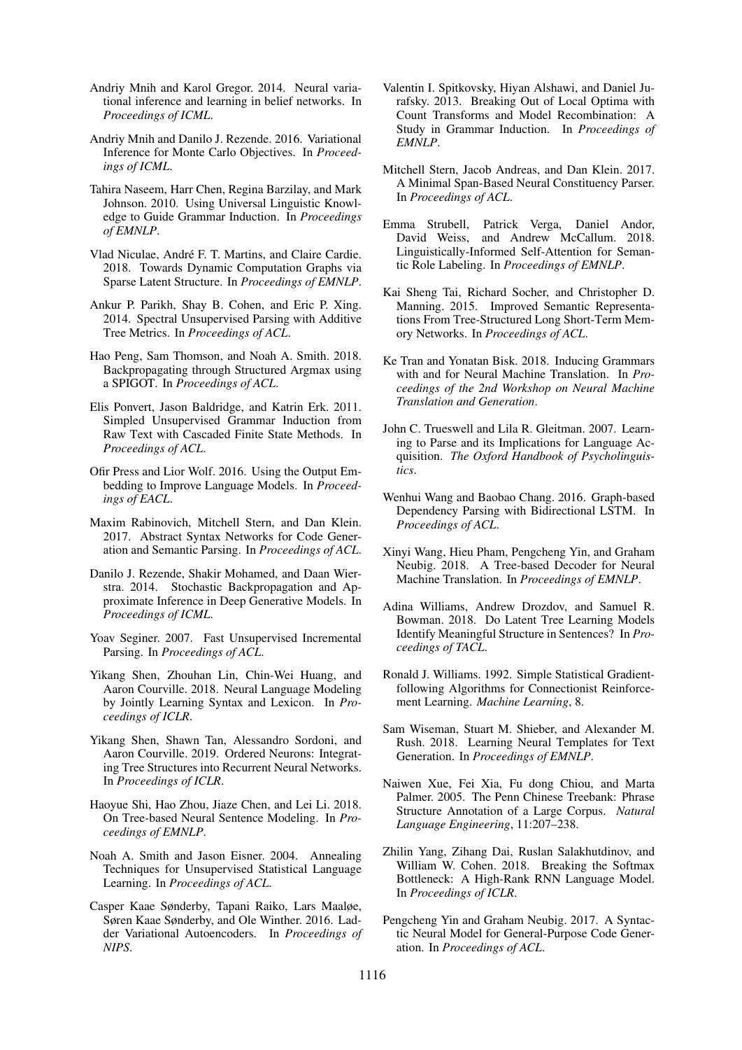Andriy Mnih and Karol Gregor. 2014. Neural variational inference and learning in belief networks. In *Proceedings of ICML*.

Andriy Mnih and Danilo J. Rezende. 2016. Variational Inference for Monte Carlo Objectives. In *Proceedings of ICML*.

Tahira Naseem, Harr Chen, Regina Barzilay, and Mark Johnson. 2010. Using Universal Linguistic Knowledge to Guide Grammar Induction. In *Proceedings of EMNLP*.

Vlad Niculae, André F. T. Martins, and Claire Cardie. 2018. Towards Dynamic Computation Graphs via Sparse Latent Structure. In *Proceedings of EMNLP*.

Ankur P. Parikh, Shay B. Cohen, and Eric P. Xing. 2014. Spectral Unsupervised Parsing with Additive Tree Metrics. In *Proceedings of ACL*.

Hao Peng, Sam Thomson, and Noah A. Smith. 2018. Backpropagating through Structured Argmax using a SPIGOT. In *Proceedings of ACL*.

Elis Ponvert, Jason Baldridge, and Katrin Erk. 2011. Simpled Unsupervised Grammar Induction from Raw Text with Cascaded Finite State Methods. In *Proceedings of ACL*.

Ofir Press and Lior Wolf. 2016. Using the Output Embedding to Improve Language Models. In *Proceedings of EACL*.

Maxim Rabinovich, Mitchell Stern, and Dan Klein. 2017. Abstract Syntax Networks for Code Generation and Semantic Parsing. In *Proceedings of ACL*.

Danilo J. Rezende, Shakir Mohamed, and Daan Wierstra. 2014. Stochastic Backpropagation and Approximate Inference in Deep Generative Models. In *Proceedings of ICML*.

Yoav Seginer. 2007. Fast Unsupervised Incremental Parsing. In *Proceedings of ACL*.

Yikang Shen, Zhouhan Lin, Chin-Wei Huang, and Aaron Courville. 2018. Neural Language Modeling by Jointly Learning Syntax and Lexicon. In *Proceedings of ICLR*.

Yikang Shen, Shawn Tan, Alessandro Sordoni, and Aaron Courville. 2019. Ordered Neurons: Integrating Tree Structures into Recurrent Neural Networks. In *Proceedings of ICLR*.

Haoyue Shi, Hao Zhou, Jiaze Chen, and Lei Li. 2018. On Tree-based Neural Sentence Modeling. In *Proceedings of EMNLP*.

Noah A. Smith and Jason Eisner. 2004. Annealing Techniques for Unsupervised Statistical Language Learning. In *Proceedings of ACL*.

Casper Kaae Sønderby, Tapani Raiko, Lars Maaløe, Søren Kaae Sønderby, and Ole Winther. 2016. Ladder Variational Autoencoders. In *Proceedings of NIPS*.

Valentin I. Spitkovsky, Hiyan Alshawi, and Daniel Jurafsky. 2013. Breaking Out of Local Optima with Count Transforms and Model Recombination: A Study in Grammar Induction. In *Proceedings of EMNLP*.

Mitchell Stern, Jacob Andreas, and Dan Klein. 2017. A Minimal Span-Based Neural Constituency Parser. In *Proceedings of ACL*.

Emma Strubell, Patrick Verga, Daniel Andor, David Weiss, and Andrew McCallum. 2018. Linguistically-Informed Self-Attention for Semantic Role Labeling. In *Proceedings of EMNLP*.

Kai Sheng Tai, Richard Socher, and Christopher D. Manning. 2015. Improved Semantic Representations from Tree-Structured Long Short-Term Memory Networks. In *Proceedings of ACL*.

Ke Tran and Yonatan Bisk. 2018. Inducing Grammars with and for Neural Machine Translation. In *Proceedings of the 2nd Workshop on Neural Machine Translation and Generation*.

John C. Trueswell and Lila R. Gleitman. 2007. Learning to Parse and its Implications for Language Acquisition. *The Oxford Handbook of Psycholinguistics*.

Wenhui Wang and Baobao Chang. 2016. Graph-based Dependency Parsing with Bidirectional LSTM. In *Proceedings of ACL*.

Xinyi Wang, Hieu Pham, Pengcheng Yin, and Graham Neubig. 2018. A Tree-based Decoder for Neural Machine Translation. In *Proceedings of EMNLP*.

Adina Williams, Andrew Drozdov, and Samuel R. Bowman. 2018. Do Latent Tree Learning Models Identify Meaningful Structure in Sentences? In *Proceedings of TACL*.

Ronald J. Williams. 1992. Simple Statistical Gradient-following Algorithms for Connectionist Reinforcement Learning. *Machine Learning*, 8.

Sam Wiseman, Stuart M. Shieber, and Alexander M. Rush. 2018. Learning Neural Templates for Text Generation. In *Proceedings of EMNLP*.

Naiwen Xue, Fei Xia, Fu dong Chiou, and Marta Palmer. 2005. The Penn Chinese Treebank: Phrase Structure Annotation of a Large Corpus. *Natural Language Engineering*, 11:207–238.

Zhilin Yang, Zihang Dai, Ruslan Salakhutdinov, and William W. Cohen. 2018. Breaking the Softmax Bottleneck: A High-Rank RNN Language Model. In *Proceedings of ICLR*.

Pengcheng Yin and Graham Neubig. 2017. A Syntactic Neural Model for General-Purpose Code Generation. In *Proceedings of ACL*.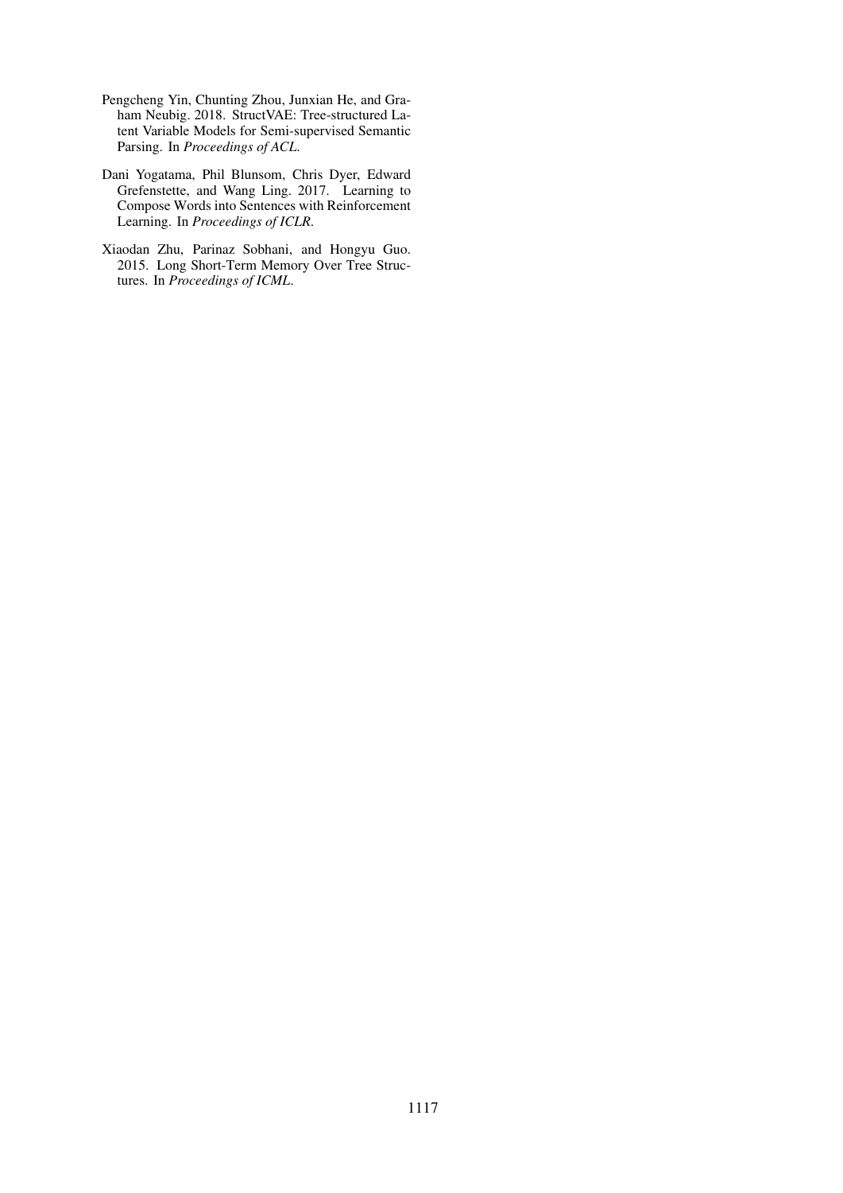Pengcheng Yin, Chunting Zhou, Junxian He, and Graham Neubig. 2018. StructVAE: Tree-structured Latent Variable Models for Semi-supervised Semantic Parsing. In *Proceedings of ACL*.

Dani Yogatama, Phil Blunsom, Chris Dyer, Edward Grefenstette, and Wang Ling. 2017. Learning to Compose Words into Sentences with Reinforcement Learning. In *Proceedings of ICLR*.

Xiaodan Zhu, Parinaz Sobhani, and Hongyu Guo. 2015. Long Short-Term Memory Over Tree Structures. In *Proceedings of ICML*.